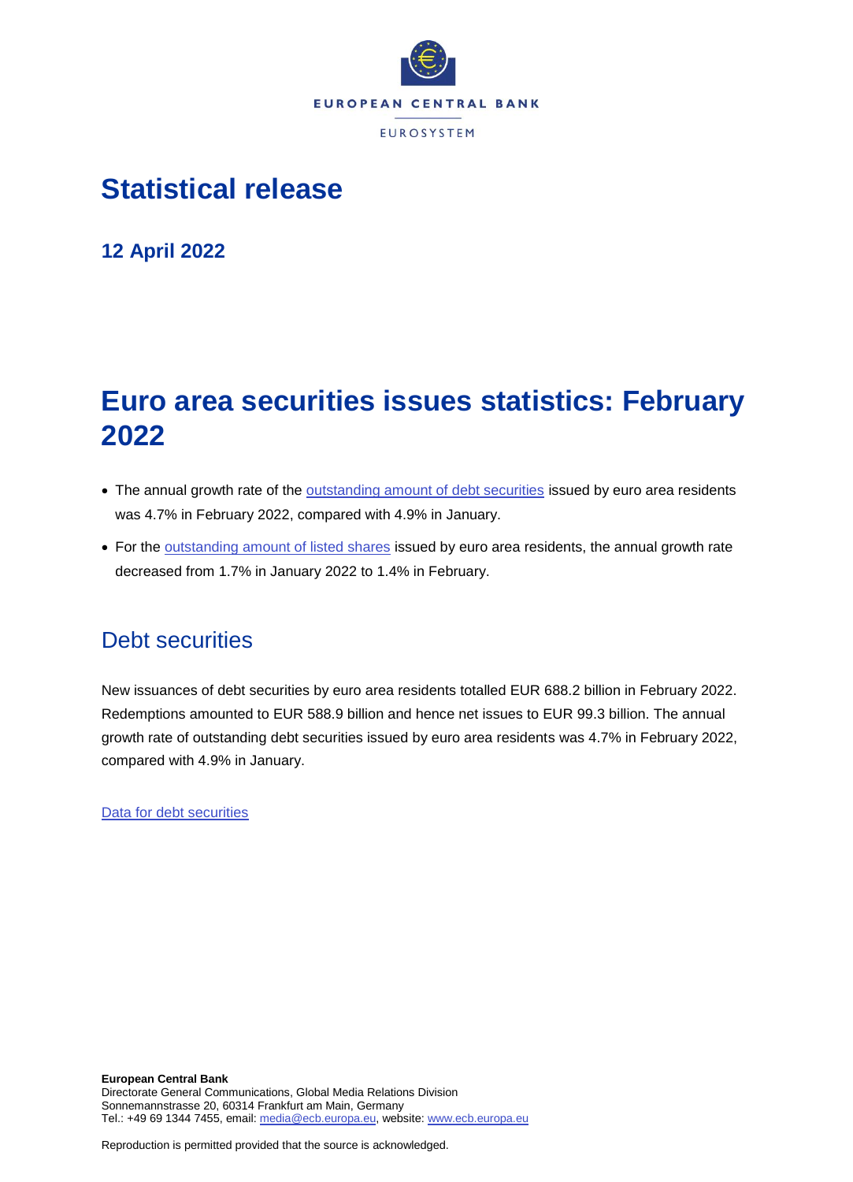EUROPEAN CENTRAL BANK

EUROSYSTEM

# Statistical release

**12 April 2022**

# Euro area securities issues statistics: February 2022

- The annual growth rate of the outstanding amount of debt securities issued by euro area residents was 4.7% in February 2022, compared with 4.9% in January.
- For the outstanding amount of listed shares issued by euro area residents, the annual growth rate decreased from 1.7% in January 2022 to 1.4% in February.

## Debt securities

New issuances of debt securities by euro area residents totalled EUR 688.2 billion in February 2022. Redemptions amounted to EUR 588.9 billion and hence net issues to EUR 99.3 billion. The annual growth rate of outstanding debt securities issued by euro area residents was 4.7% in February 2022, compared with 4.9% in January.

Data for debt securities

**European Central Bank**
Directorate General Communications, Global Media Relations Division
Sonnemannstrasse 20, 60314 Frankfurt am Main, Germany
Tel.: +49 69 1344 7455, email: media@ecb.europa.eu, website: www.ecb.europa.eu

Reproduction is permitted provided that the source is acknowledged.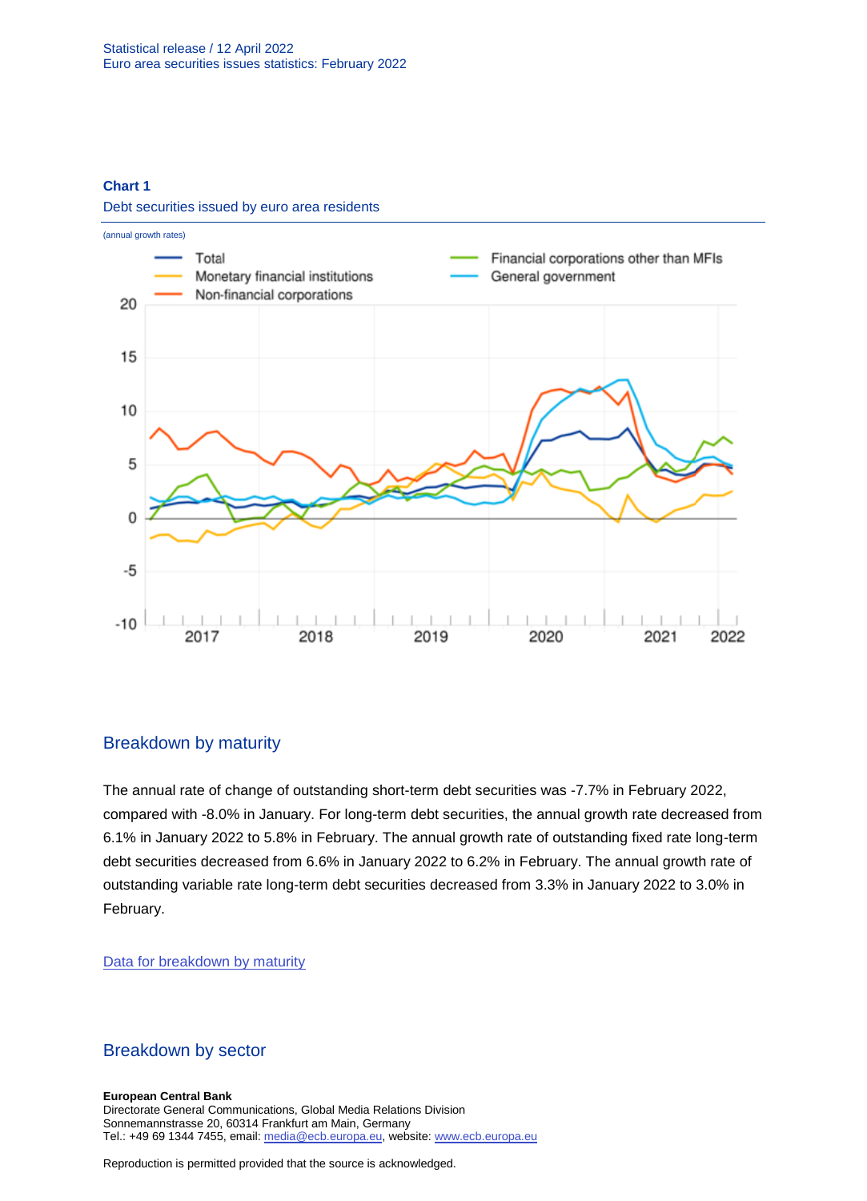**Chart 1**

Debt securities issued by euro area residents

(annual growth rates)

## Breakdown by maturity

The annual rate of change of outstanding short-term debt securities was -7.7% in February 2022, compared with -8.0% in January. For long-term debt securities, the annual growth rate decreased from 6.1% in January 2022 to 5.8% in February. The annual growth rate of outstanding fixed rate long-term debt securities decreased from 6.6% in January 2022 to 6.2% in February. The annual growth rate of outstanding variable rate long-term debt securities decreased from 3.3% in January 2022 to 3.0% in February.

[Data for breakdown by maturity]

## Breakdown by sector

**European Central Bank**
Directorate General Communications, Global Media Relations Division
Sonnemannstrasse 20, 60314 Frankfurt am Main, Germany
Tel.: +49 69 1344 7455, email: media@ecb.europa.eu, website: www.ecb.europa.eu

Reproduction is permitted provided that the source is acknowledged.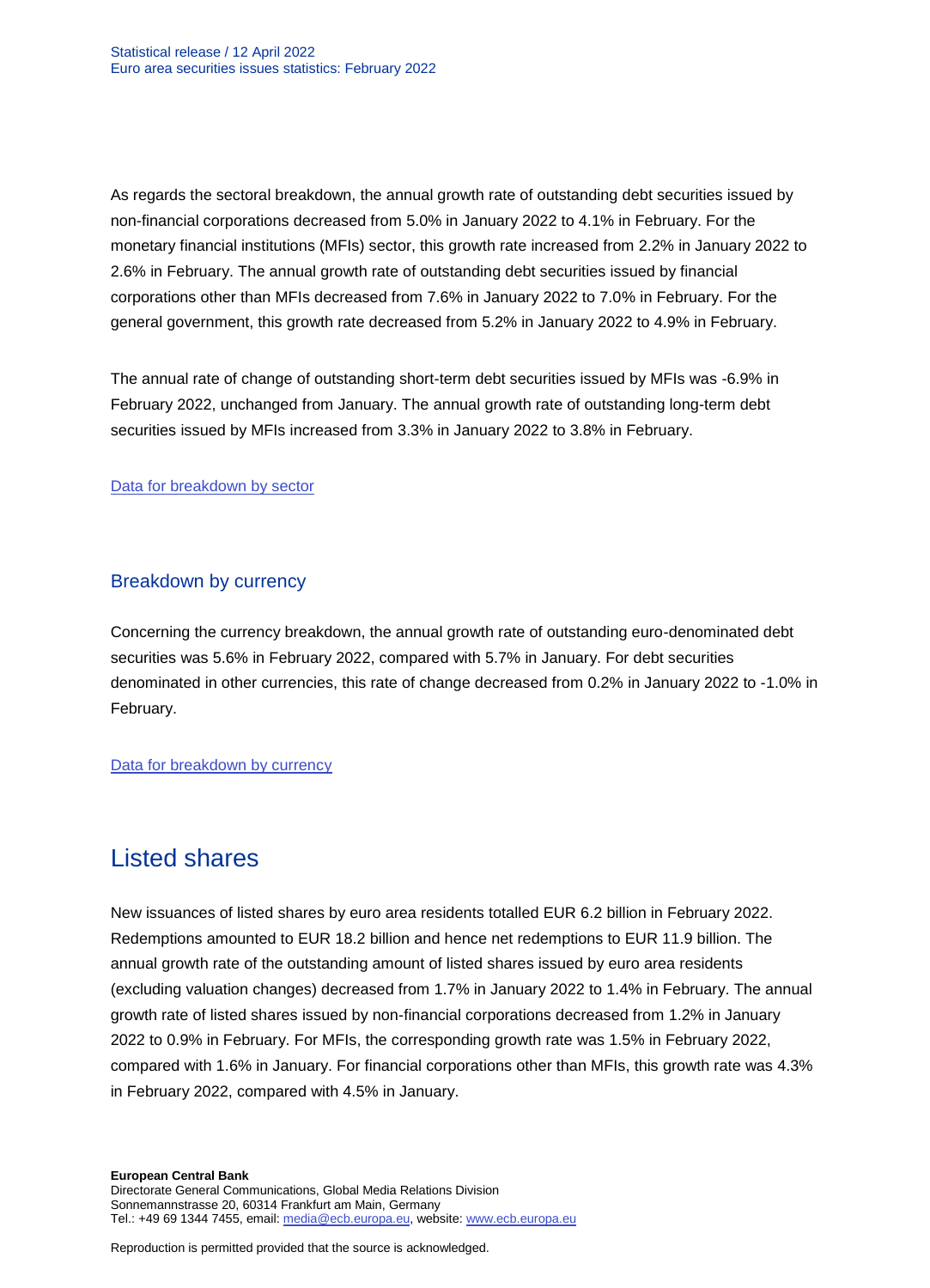As regards the sectoral breakdown, the annual growth rate of outstanding debt securities issued by non-financial corporations decreased from 5.0% in January 2022 to 4.1% in February. For the monetary financial institutions (MFIs) sector, this growth rate increased from 2.2% in January 2022 to 2.6% in February. The annual growth rate of outstanding debt securities issued by financial corporations other than MFIs decreased from 7.6% in January 2022 to 7.0% in February. For the general government, this growth rate decreased from 5.2% in January 2022 to 4.9% in February.

The annual rate of change of outstanding short-term debt securities issued by MFIs was -6.9% in February 2022, unchanged from January. The annual growth rate of outstanding long-term debt securities issued by MFIs increased from 3.3% in January 2022 to 3.8% in February.

Data for breakdown by sector

### Breakdown by currency

Concerning the currency breakdown, the annual growth rate of outstanding euro-denominated debt securities was 5.6% in February 2022, compared with 5.7% in January. For debt securities denominated in other currencies, this rate of change decreased from 0.2% in January 2022 to -1.0% in February.

Data for breakdown by currency

## Listed shares

New issuances of listed shares by euro area residents totalled EUR 6.2 billion in February 2022. Redemptions amounted to EUR 18.2 billion and hence net redemptions to EUR 11.9 billion. The annual growth rate of the outstanding amount of listed shares issued by euro area residents (excluding valuation changes) decreased from 1.7% in January 2022 to 1.4% in February. The annual growth rate of listed shares issued by non-financial corporations decreased from 1.2% in January 2022 to 0.9% in February. For MFIs, the corresponding growth rate was 1.5% in February 2022, compared with 1.6% in January. For financial corporations other than MFIs, this growth rate was 4.3% in February 2022, compared with 4.5% in January.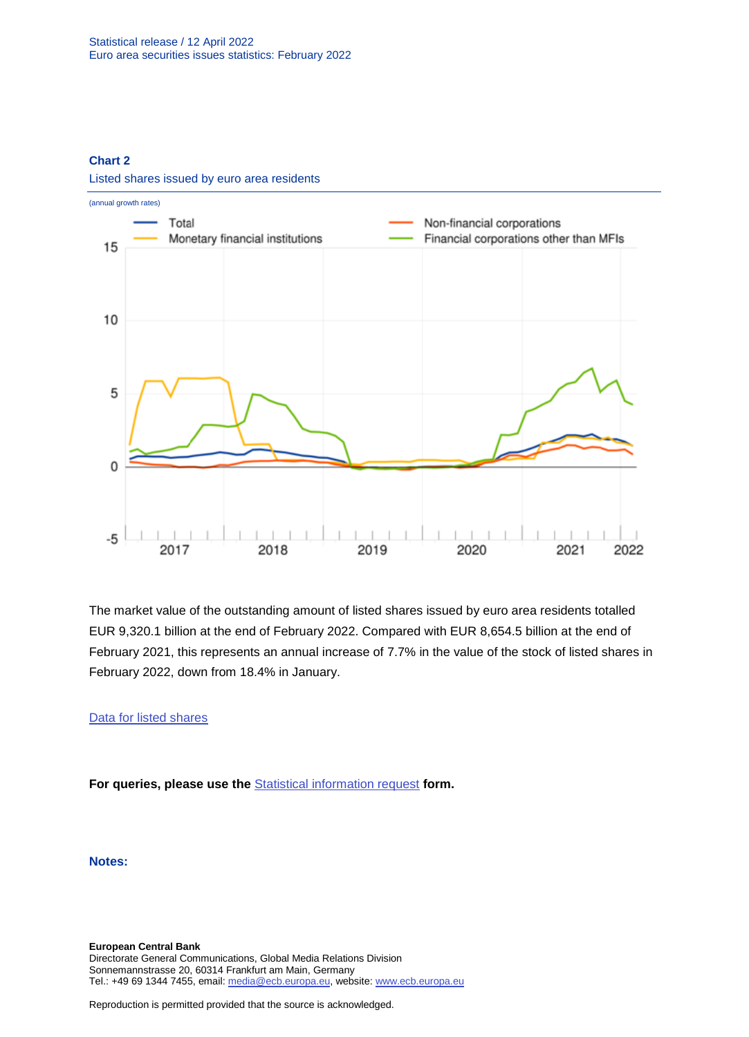**Chart 2**

Listed shares issued by euro area residents

(annual growth rates)

The market value of the outstanding amount of listed shares issued by euro area residents totalled EUR 9,320.1 billion at the end of February 2022. Compared with EUR 8,654.5 billion at the end of February 2021, this represents an annual increase of 7.7% in the value of the stock of listed shares in February 2022, down from 18.4% in January.

Data for listed shares

**For queries, please use the** Statistical information request **form.**

**Notes:**

**European Central Bank**
Directorate General Communications, Global Media Relations Division
Sonnemannstrasse 20, 60314 Frankfurt am Main, Germany
Tel.: +49 69 1344 7455, email: media@ecb.europa.eu, website: www.ecb.europa.eu

Reproduction is permitted provided that the source is acknowledged.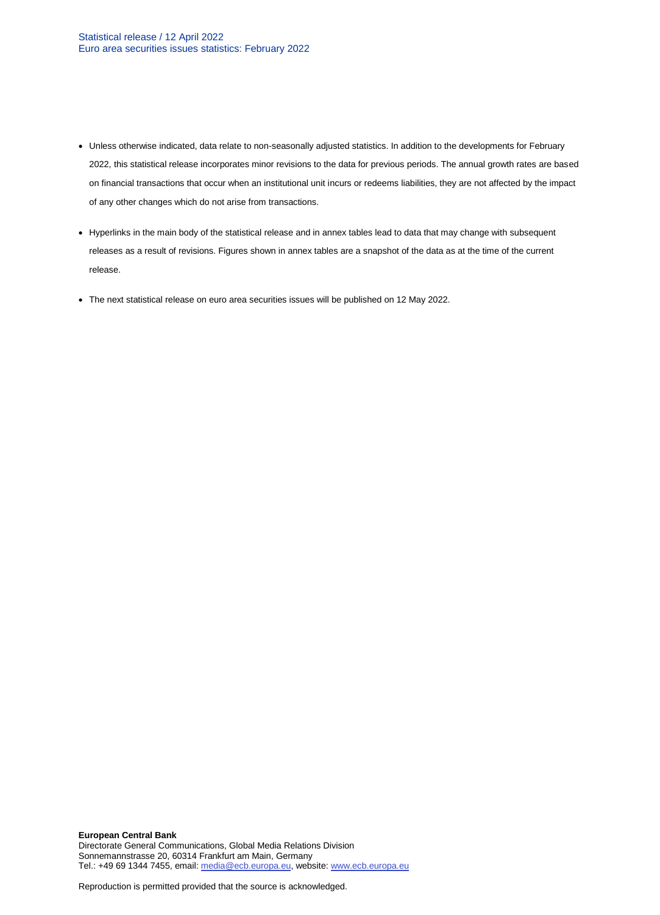- Unless otherwise indicated, data relate to non-seasonally adjusted statistics. In addition to the developments for February 2022, this statistical release incorporates minor revisions to the data for previous periods. The annual growth rates are based on financial transactions that occur when an institutional unit incurs or redeems liabilities, they are not affected by the impact of any other changes which do not arise from transactions.
- Hyperlinks in the main body of the statistical release and in annex tables lead to data that may change with subsequent releases as a result of revisions. Figures shown in annex tables are a snapshot of the data as at the time of the current release.
- The next statistical release on euro area securities issues will be published on 12 May 2022.

**European Central Bank**
Directorate General Communications, Global Media Relations Division
Sonnemannstrasse 20, 60314 Frankfurt am Main, Germany
Tel.: +49 69 1344 7455, email: media@ecb.europa.eu, website: www.ecb.europa.eu

Reproduction is permitted provided that the source is acknowledged.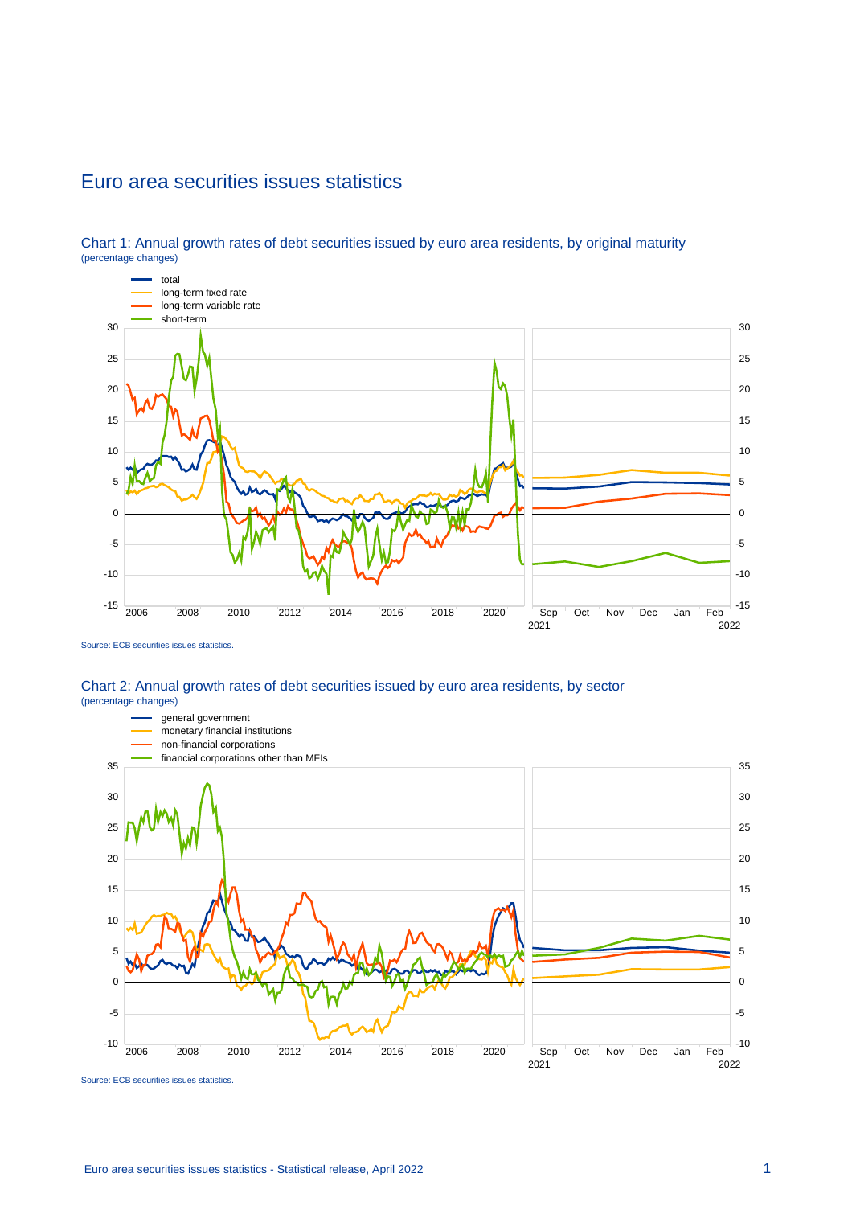# Euro area securities issues statistics

## Chart 1: Annual growth rates of debt securities issued by euro area residents, by original maturity

(percentage changes)

- total
- long-term fixed rate
- long-term variable rate
- short-term

Source: ECB securities issues statistics.

## Chart 2: Annual growth rates of debt securities issued by euro area residents, by sector

(percentage changes)

- general government
- monetary financial institutions
- non-financial corporations
- financial corporations other than MFIs

Source: ECB securities issues statistics.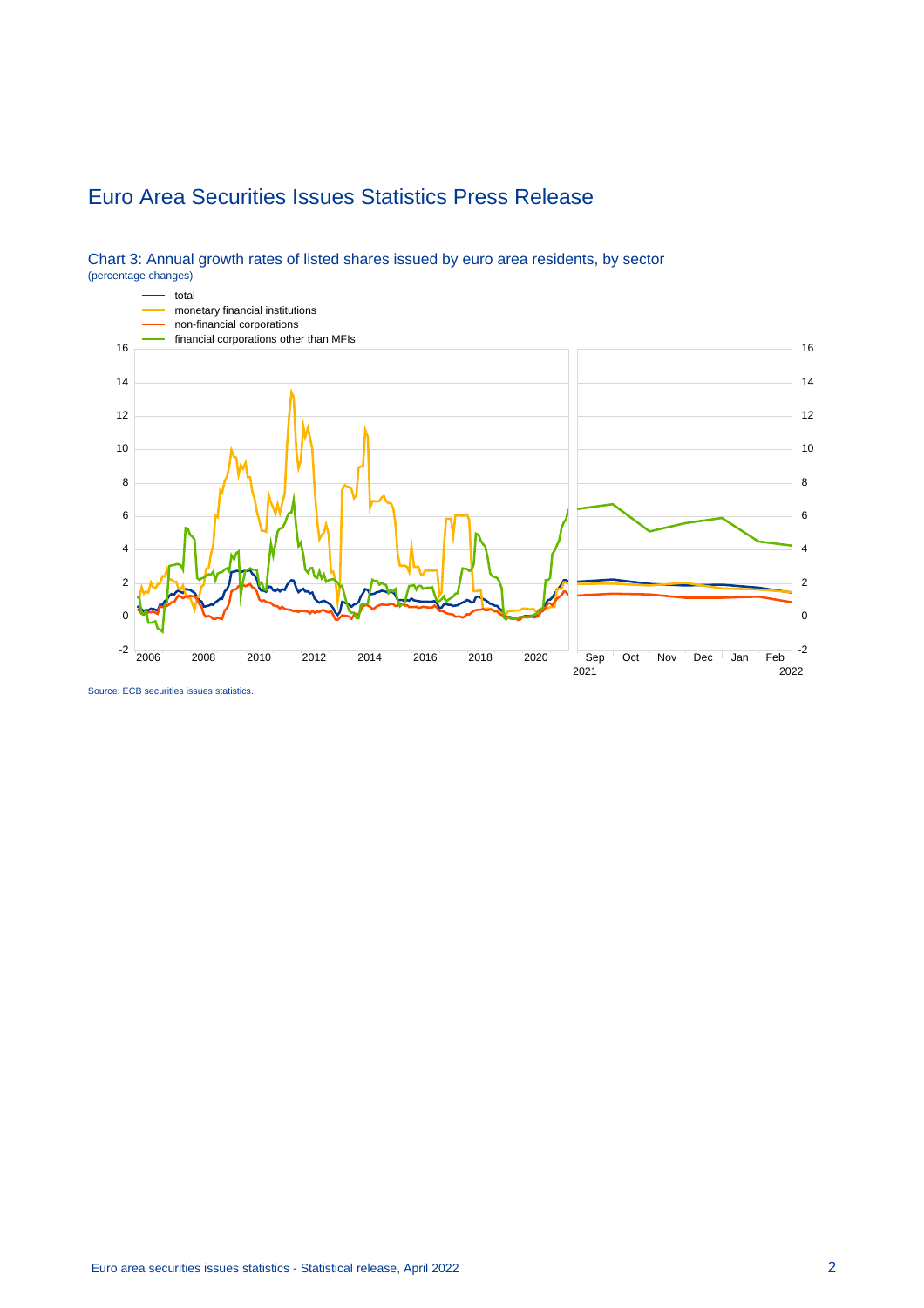# Euro Area Securities Issues Statistics Press Release

Chart 3: Annual growth rates of listed shares issued by euro area residents, by sector
(percentage changes)

- total
- monetary financial institutions
- non-financial corporations
- financial corporations other than MFIs

Source: ECB securities issues statistics.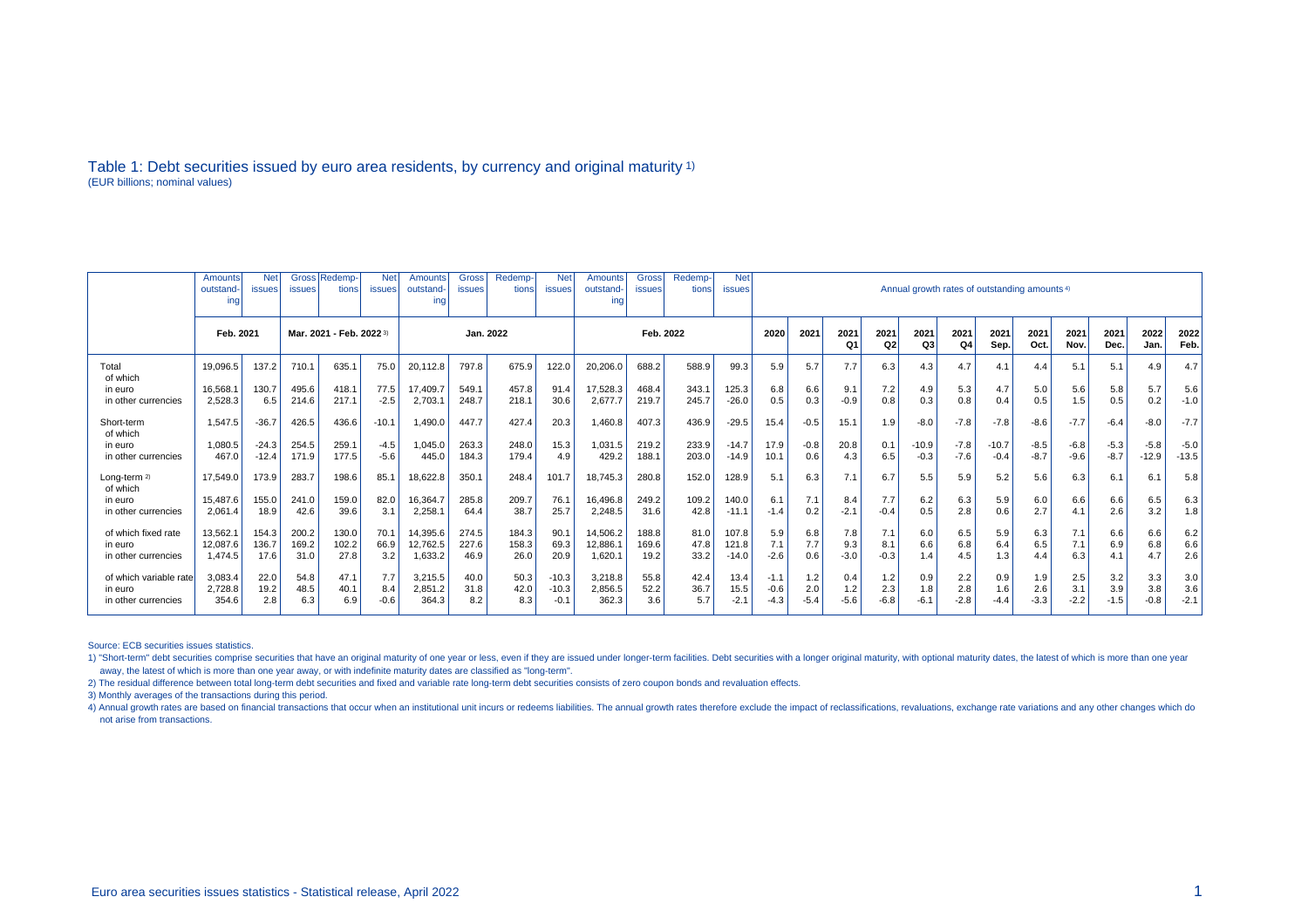## Table 1: Debt securities issued by euro area residents, by currency and original maturity 1)

(EUR billions; nominal values)

| | Amounts outstanding | Net issues | Gross issues | Redemptions | Net issues | Amounts outstanding | Gross issues | Redemptions | Net issues | Amounts outstanding | Gross issues | Redemptions | Net issues | Annual growth rates of outstanding amounts 4) | | | | | | | | | | | | | |
|---|---|---|---|---|---|---|---|---|---|---|---|---|---|---|---|---|---|---|---|---|---|---|---|---|---|---|---|
| | Feb. 2021 | | Mar. 2021 - Feb. 2022 3) | | | Jan. 2022 | | | | Feb. 2022 | | | | 2020 | 2021 | 2021 Q1 | 2021 Q2 | 2021 Q3 | 2021 Q4 | 2021 Sep. | 2021 Oct. | 2021 Nov. | 2021 Dec. | 2022 Jan. | 2022 Feb. |
| Total | 19,096.5 | 137.2 | 710.1 | 635.1 | 75.0 | 20,112.8 | 797.8 | 675.9 | 122.0 | 20,206.0 | 688.2 | 588.9 | 99.3 | 5.9 | 5.7 | 7.7 | 6.3 | 4.3 | 4.7 | 4.1 | 4.4 | 5.1 | 5.1 | 4.9 | 4.7 |
| of which | | | | | | | | | | | | | | | | | | | | | | | | | |
| in euro | 16,568.1 | 130.7 | 495.6 | 418.1 | 77.5 | 17,409.7 | 549.1 | 457.8 | 91.4 | 17,528.3 | 468.4 | 343.1 | 125.3 | 6.8 | 6.6 | 9.1 | 7.2 | 4.9 | 5.3 | 4.7 | 5.0 | 5.6 | 5.8 | 5.7 | 5.6 |
| in other currencies | 2,528.3 | 6.5 | 214.6 | 217.1 | -2.5 | 2,703.1 | 248.7 | 218.1 | 30.6 | 2,677.7 | 219.7 | 245.7 | -26.0 | 0.5 | 0.3 | -0.9 | 0.8 | 0.3 | 0.8 | 0.4 | 0.5 | 1.5 | 0.5 | 0.2 | -1.0 |
| Short-term | 1,547.5 | -36.7 | 426.5 | 436.6 | -10.1 | 1,490.0 | 447.7 | 427.4 | 20.3 | 1,460.8 | 407.3 | 436.9 | -29.5 | 15.4 | -0.5 | 15.1 | 1.9 | -8.0 | -7.8 | -7.8 | -8.6 | -7.7 | -6.4 | -8.0 | -7.7 |
| of which | | | | | | | | | | | | | | | | | | | | | | | | | |
| in euro | 1,080.5 | -24.3 | 254.5 | 259.1 | -4.5 | 1,045.0 | 263.3 | 248.0 | 15.3 | 1,031.5 | 219.2 | 233.9 | -14.7 | 17.9 | -0.8 | 20.8 | 0.1 | -10.9 | -7.8 | -10.7 | -8.5 | -6.8 | -5.3 | -5.8 | -5.0 |
| in other currencies | 467.0 | -12.4 | 171.9 | 177.5 | -5.6 | 445.0 | 184.3 | 179.4 | 4.9 | 429.2 | 188.1 | 203.0 | -14.9 | 10.1 | 0.6 | 4.3 | 6.5 | -0.3 | -7.6 | -0.4 | -8.7 | -9.6 | -8.7 | -12.9 | -13.5 |
| Long-term 2) | 17,549.0 | 173.9 | 283.7 | 198.6 | 85.1 | 18,622.8 | 350.1 | 248.4 | 101.7 | 18,745.3 | 280.8 | 152.0 | 128.9 | 5.1 | 6.3 | 7.1 | 6.7 | 5.5 | 5.9 | 5.2 | 5.6 | 6.3 | 6.1 | 6.1 | 5.8 |
| of which | | | | | | | | | | | | | | | | | | | | | | | | | |
| in euro | 15,487.6 | 155.0 | 241.0 | 159.0 | 82.0 | 16,364.7 | 285.8 | 209.7 | 76.1 | 16,496.8 | 249.2 | 109.2 | 140.0 | 6.1 | 7.1 | 8.4 | 7.7 | 6.2 | 6.3 | 5.9 | 6.0 | 6.6 | 6.6 | 6.5 | 6.3 |
| in other currencies | 2,061.4 | 18.9 | 42.6 | 39.6 | 3.1 | 2,258.1 | 64.4 | 38.7 | 25.7 | 2,248.5 | 31.6 | 42.8 | -11.1 | -1.4 | 0.2 | -2.1 | -0.4 | 0.5 | 2.8 | 0.6 | 2.7 | 4.1 | 2.6 | 3.2 | 1.8 |
| of which fixed rate | 13,562.1 | 154.3 | 200.2 | 130.0 | 70.1 | 14,395.6 | 274.5 | 184.3 | 90.1 | 14,506.2 | 188.8 | 81.0 | 107.8 | 5.9 | 6.8 | 7.8 | 7.1 | 6.0 | 6.5 | 5.9 | 6.3 | 7.1 | 6.6 | 6.6 | 6.2 |
| in euro | 12,087.6 | 136.7 | 169.2 | 102.2 | 66.9 | 12,762.5 | 227.6 | 158.3 | 69.3 | 12,886.1 | 169.6 | 47.8 | 121.8 | 7.1 | 7.7 | 9.3 | 8.1 | 6.6 | 6.8 | 6.4 | 6.5 | 7.1 | 6.9 | 6.8 | 6.6 |
| in other currencies | 1,474.5 | 17.6 | 31.0 | 27.8 | 3.2 | 1,633.2 | 46.9 | 26.0 | 20.9 | 1,620.1 | 19.2 | 33.2 | -14.0 | -2.6 | 0.6 | -3.0 | -0.3 | 1.4 | 4.5 | 1.3 | 4.4 | 6.3 | 4.1 | 4.7 | 2.6 |
| of which variable rate | 3,083.4 | 22.0 | 54.8 | 47.1 | 7.7 | 3,215.5 | 40.0 | 50.3 | -10.3 | 3,218.8 | 55.8 | 42.4 | 13.4 | -1.1 | 1.2 | 0.4 | 1.2 | 0.9 | 2.2 | 0.9 | 1.9 | 2.5 | 3.2 | 3.3 | 3.0 |
| in euro | 2,728.8 | 19.2 | 48.5 | 40.1 | 8.4 | 2,851.2 | 31.8 | 42.0 | -10.3 | 2,856.5 | 52.2 | 36.7 | 15.5 | -0.6 | 2.0 | 1.2 | 2.3 | 1.8 | 2.8 | 1.6 | 2.6 | 3.1 | 3.9 | 3.8 | 3.6 |
| in other currencies | 354.6 | 2.8 | 6.3 | 6.9 | -0.6 | 364.3 | 8.2 | 8.3 | -0.1 | 362.3 | 3.6 | 5.7 | -2.1 | -4.3 | -5.4 | -5.6 | -6.8 | -6.1 | -2.8 | -4.4 | -3.3 | -2.2 | -1.5 | -0.8 | -2.1 |

Source: ECB securities issues statistics.

1) "Short-term" debt securities comprise securities that have an original maturity of one year or less, even if they are issued under longer-term facilities. Debt securities with a longer original maturity, with optional maturity dates, the latest of which is more than one year away, the latest of which is more than one year away, or with indefinite maturity dates are classified as "long-term".

2) The residual difference between total long-term debt securities and fixed and variable rate long-term debt securities consists of zero coupon bonds and revaluation effects.

3) Monthly averages of the transactions during this period.

4) Annual growth rates are based on financial transactions that occur when an institutional unit incurs or redeems liabilities. The annual growth rates therefore exclude the impact of reclassifications, revaluations, exchange rate variations and any other changes which do not arise from transactions.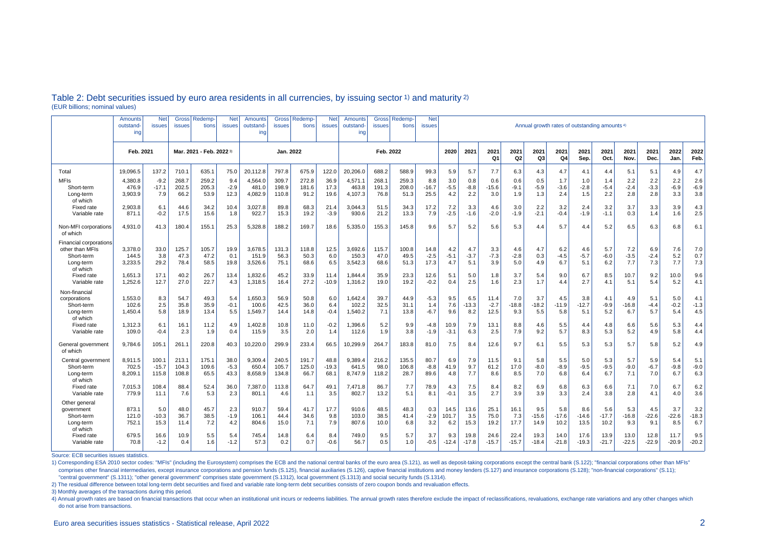## Table 2: Debt securities issued by euro area residents in all currencies, by issuing sector 1) and maturity 2)

(EUR billions; nominal values)

| | Amounts outstanding | Net issues | Gross issues | Redemptions | Net issues | Amounts outstanding | Gross issues | Redemptions | Net issues | Amounts outstanding | Gross issues | Redemptions | Net issues | Annual growth rates of outstanding amounts 4) | | | | | | | | | | | |
|---|---|---|---|---|---|---|---|---|---|---|---|---|---|---|---|---|---|---|---|---|---|---|---|---|---|
| | Feb. 2021 | | Mar. 2021 - Feb. 2022 3) | | | Jan. 2022 | | | | Feb. 2022 | | | | 2020 | 2021 | 2021 Q1 | 2021 Q2 | 2021 Q3 | 2021 Q4 | 2021 Sep. | 2021 Oct. | 2021 Nov. | 2021 Dec. | 2022 Jan. | 2022 Feb. |
| Total | 19,096.5 | 137.2 | 710.1 | 635.1 | 75.0 | 20,112.8 | 797.8 | 675.9 | 122.0 | 20,206.0 | 688.2 | 588.9 | 99.3 | 5.9 | 5.7 | 7.7 | 6.3 | 4.3 | 4.7 | 4.1 | 4.4 | 5.1 | 5.1 | 4.9 | 4.7 |
| MFIs | 4,380.8 | -9.2 | 268.7 | 259.2 | 9.4 | 4,564.0 | 309.7 | 272.8 | 36.9 | 4,571.1 | 268.1 | 259.3 | 8.8 | 3.0 | 0.8 | 0.6 | 0.6 | 0.5 | 1.7 | 1.0 | 1.4 | 2.2 | 2.2 | 2.2 | 2.6 |
| Short-term | 476.9 | -17.1 | 202.5 | 205.3 | -2.9 | 481.0 | 198.9 | 181.6 | 17.3 | 463.8 | 191.3 | 208.0 | -16.7 | -5.5 | -8.8 | -15.6 | -9.1 | -5.9 | -3.6 | -2.8 | -5.4 | -2.4 | -3.3 | -6.9 | -6.9 |
| Long-term | 3,903.9 | 7.9 | 66.2 | 53.9 | 12.3 | 4,082.9 | 110.8 | 91.2 | 19.6 | 4,107.3 | 76.8 | 51.3 | 25.5 | 4.2 | 2.2 | 3.0 | 1.9 | 1.3 | 2.4 | 1.5 | 2.2 | 2.8 | 2.8 | 3.3 | 3.8 |
| of which | | | | | | | | | | | | | | | | | | | | | | | | | |
| Fixed rate | 2,903.8 | 6.1 | 44.6 | 34.2 | 10.4 | 3,027.8 | 89.8 | 68.3 | 21.4 | 3,044.3 | 51.5 | 34.3 | 17.2 | 7.2 | 3.3 | 4.6 | 3.0 | 2.2 | 3.2 | 2.4 | 3.2 | 3.7 | 3.3 | 3.9 | 4.3 |
| Variable rate | 871.1 | -0.2 | 17.5 | 15.6 | 1.8 | 922.7 | 15.3 | 19.2 | -3.9 | 930.6 | 21.2 | 13.3 | 7.9 | -2.5 | -1.6 | -2.0 | -1.9 | -2.1 | -0.4 | -1.9 | -1.1 | 0.3 | 1.4 | 1.6 | 2.5 |
| Non-MFI corporations | 4,931.0 | 41.3 | 180.4 | 155.1 | 25.3 | 5,328.8 | 188.2 | 169.7 | 18.6 | 5,335.0 | 155.3 | 145.8 | 9.6 | 5.7 | 5.2 | 5.6 | 5.3 | 4.4 | 5.7 | 4.4 | 5.2 | 6.5 | 6.3 | 6.8 | 6.1 |
| of which | | | | | | | | | | | | | | | | | | | | | | | | | |
| Financial corporations other than MFIs | 3,378.0 | 33.0 | 125.7 | 105.7 | 19.9 | 3,678.5 | 131.3 | 118.8 | 12.5 | 3,692.6 | 115.7 | 100.8 | 14.8 | 4.2 | 4.7 | 3.3 | 4.6 | 4.7 | 6.2 | 4.6 | 5.7 | 7.2 | 6.9 | 7.6 | 7.0 |
| Short-term | 144.5 | 3.8 | 47.3 | 47.2 | 0.1 | 151.9 | 56.3 | 50.3 | 6.0 | 150.3 | 47.0 | 49.5 | -2.5 | -5.1 | -3.7 | -7.3 | -2.8 | 0.3 | -4.5 | -5.7 | -6.0 | -3.5 | -2.4 | 5.2 | 0.7 |
| Long-term | 3,233.5 | 29.2 | 78.4 | 58.5 | 19.8 | 3,526.6 | 75.1 | 68.6 | 6.5 | 3,542.3 | 68.6 | 51.3 | 17.3 | 4.7 | 5.1 | 3.9 | 5.0 | 4.9 | 6.7 | 5.1 | 6.2 | 7.7 | 7.3 | 7.7 | 7.3 |
| of which | | | | | | | | | | | | | | | | | | | | | | | | | |
| Fixed rate | 1,651.3 | 17.1 | 40.2 | 26.7 | 13.4 | 1,832.6 | 45.2 | 33.9 | 11.4 | 1,844.4 | 35.9 | 23.3 | 12.6 | 5.1 | 5.0 | 1.8 | 3.7 | 5.4 | 9.0 | 6.7 | 8.5 | 10.7 | 9.2 | 10.0 | 9.6 |
| Variable rate | 1,252.6 | 12.7 | 27.0 | 22.7 | 4.3 | 1,318.5 | 16.4 | 27.2 | -10.9 | 1,316.2 | 19.0 | 19.2 | -0.2 | 0.4 | 2.5 | 1.6 | 2.3 | 1.7 | 4.4 | 2.7 | 4.1 | 5.1 | 5.4 | 5.2 | 4.1 |
| Non-financial corporations | 1,553.0 | 8.3 | 54.7 | 49.3 | 5.4 | 1,650.3 | 56.9 | 50.8 | 6.0 | 1,642.4 | 39.7 | 44.9 | -5.3 | 9.5 | 6.5 | 11.4 | 7.0 | 3.7 | 4.5 | 3.8 | 4.1 | 4.9 | 5.1 | 5.0 | 4.1 |
| Short-term | 102.6 | 2.5 | 35.8 | 35.9 | -0.1 | 100.6 | 42.5 | 36.0 | 6.4 | 102.2 | 32.5 | 31.1 | 1.4 | 7.6 | -13.3 | -2.7 | -18.8 | -18.2 | -11.9 | -12.7 | -9.9 | -16.8 | -4.4 | -0.2 | -1.3 |
| Long-term | 1,450.4 | 5.8 | 18.9 | 13.4 | 5.5 | 1,549.7 | 14.4 | 14.8 | -0.4 | 1,540.2 | 7.1 | 13.8 | -6.7 | 9.6 | 8.2 | 12.5 | 9.3 | 5.5 | 5.8 | 5.1 | 5.2 | 6.7 | 5.7 | 5.4 | 4.5 |
| of which | | | | | | | | | | | | | | | | | | | | | | | | | |
| Fixed rate | 1,312.3 | 6.1 | 16.1 | 11.2 | 4.9 | 1,402.8 | 10.8 | 11.0 | -0.2 | 1,396.6 | 5.2 | 9.9 | -4.8 | 10.9 | 7.9 | 13.1 | 8.8 | 4.6 | 5.5 | 4.4 | 4.8 | 6.6 | 5.6 | 5.3 | 4.4 |
| Variable rate | 109.0 | -0.4 | 2.3 | 1.9 | 0.4 | 115.9 | 3.5 | 2.0 | 1.4 | 112.6 | 1.9 | 3.8 | -1.9 | -3.1 | 6.3 | 2.5 | 7.9 | 9.2 | 5.7 | 8.3 | 5.3 | 5.2 | 4.9 | 5.8 | 4.4 |
| General government | 9,784.6 | 105.1 | 261.1 | 220.8 | 40.3 | 10,220.0 | 299.9 | 233.4 | 66.5 | 10,299.9 | 264.7 | 183.8 | 81.0 | 7.5 | 8.4 | 12.6 | 9.7 | 6.1 | 5.5 | 5.3 | 5.3 | 5.7 | 5.8 | 5.2 | 4.9 |
| of which | | | | | | | | | | | | | | | | | | | | | | | | | |
| Central government | 8,911.5 | 100.1 | 213.1 | 175.1 | 38.0 | 9,309.4 | 240.5 | 191.7 | 48.8 | 9,389.4 | 216.2 | 135.5 | 80.7 | 6.9 | 7.9 | 11.5 | 9.1 | 5.8 | 5.5 | 5.0 | 5.3 | 5.7 | 5.9 | 5.4 | 5.1 |
| Short-term | 702.5 | -15.7 | 104.3 | 109.6 | -5.3 | 650.4 | 105.7 | 125.0 | -19.3 | 641.5 | 98.0 | 106.8 | -8.8 | 41.9 | 9.7 | 61.2 | 17.0 | -8.0 | -8.9 | -9.5 | -9.5 | -9.0 | -6.7 | -9.8 | -9.0 |
| Long-term | 8,209.1 | 115.8 | 108.8 | 65.5 | 43.3 | 8,658.9 | 134.8 | 66.7 | 68.1 | 8,747.9 | 118.2 | 28.7 | 89.6 | 4.8 | 7.7 | 8.6 | 8.5 | 7.0 | 6.8 | 6.4 | 6.7 | 7.1 | 7.0 | 6.7 | 6.3 |
| of which | | | | | | | | | | | | | | | | | | | | | | | | | |
| Fixed rate | 7,015.3 | 108.4 | 88.4 | 52.4 | 36.0 | 7,387.0 | 113.8 | 64.7 | 49.1 | 7,471.8 | 86.7 | 7.7 | 78.9 | 4.3 | 7.5 | 8.4 | 8.2 | 6.9 | 6.8 | 6.3 | 6.6 | 7.1 | 7.0 | 6.7 | 6.2 |
| Variable rate | 779.9 | 11.1 | 7.6 | 5.3 | 2.3 | 801.1 | 4.6 | 1.1 | 3.5 | 802.7 | 13.2 | 5.1 | 8.1 | -0.1 | 3.5 | 2.7 | 3.9 | 3.9 | 3.3 | 2.4 | 3.8 | 2.8 | 4.1 | 4.0 | 3.6 |
| Other general government | 873.1 | 5.0 | 48.0 | 45.7 | 2.3 | 910.7 | 59.4 | 41.7 | 17.7 | 910.6 | 48.5 | 48.3 | 0.3 | 14.5 | 13.6 | 25.1 | 16.1 | 9.5 | 5.8 | 8.6 | 5.6 | 5.3 | 4.5 | 3.7 | 3.2 |
| Short-term | 121.0 | -10.3 | 36.7 | 38.5 | -1.9 | 106.1 | 44.4 | 34.6 | 9.8 | 103.0 | 38.5 | 41.4 | -2.9 | 101.7 | 3.5 | 75.0 | 7.3 | -15.6 | -17.6 | -14.6 | -17.7 | -16.8 | -22.6 | -22.6 | -18.3 |
| Long-term | 752.1 | 15.3 | 11.4 | 7.2 | 4.2 | 804.6 | 15.0 | 7.1 | 7.9 | 807.6 | 10.0 | 6.8 | 3.2 | 6.2 | 15.3 | 19.2 | 17.7 | 14.9 | 10.2 | 13.5 | 10.2 | 9.3 | 9.1 | 8.5 | 6.7 |
| of which | | | | | | | | | | | | | | | | | | | | | | | | | |
| Fixed rate | 679.5 | 16.6 | 10.9 | 5.5 | 5.4 | 745.4 | 14.8 | 6.4 | 8.4 | 749.0 | 9.5 | 5.7 | 3.7 | 9.3 | 19.8 | 24.6 | 22.4 | 19.3 | 14.0 | 17.6 | 13.9 | 13.0 | 12.8 | 11.7 | 9.5 |
| Variable rate | 70.8 | -1.2 | 0.4 | 1.6 | -1.2 | 57.3 | 0.2 | 0.7 | -0.6 | 56.7 | 0.5 | 1.0 | -0.5 | -12.4 | -17.8 | -15.7 | -15.7 | -18.4 | -21.8 | -19.3 | -21.7 | -22.5 | -22.9 | -20.9 | -20.2 |

Source: ECB securities issues statistics.

1) Corresponding ESA 2010 sector codes: "MFIs" (including the Eurosystem) comprises the ECB and the national central banks of the euro area (S.121), as well as deposit-taking corporations except the central bank (S.122); "financial corporations other than MFIs" comprises other financial intermediaries, except insurance corporations and pension funds (S.125), financial auxiliaries (S.126), captive financial institutions and money lenders (S.127) and insurance corporations (S.128); "non-financial corporations" (S.11); "central government" (S.1311); "other general government" comprises state government (S.1312), local government (S.1313) and social security funds (S.1314).

2) The residual difference between total long-term debt securities and fixed and variable rate long-term debt securities consists of zero coupon bonds and revaluation effects.

3) Monthly averages of the transactions during this period.

4) Annual growth rates are based on financial transactions that occur when an institutional unit incurs or redeems liabilities. The annual growth rates therefore exclude the impact of reclassifications, revaluations, exchange rate variations and any other changes which do not arise from transactions.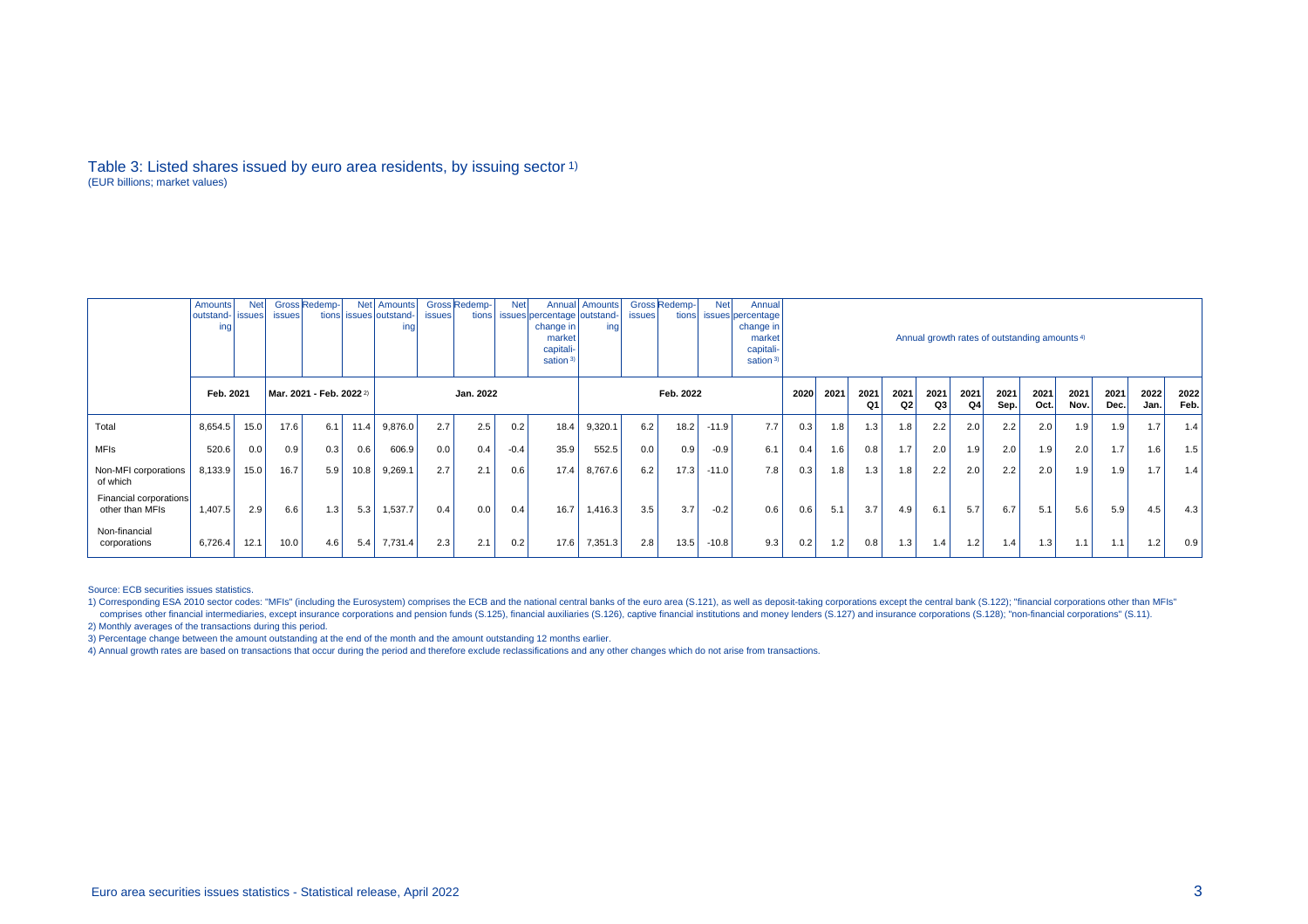# Table 3: Listed shares issued by euro area residents, by issuing sector 1)

(EUR billions; market values)

| | Amounts outstand-ing | Net issues | Gross issues | Redemp-tions | Net issues | Amounts outstand-ing | Gross issues | Redemp-tions | Net issues | Annual percentage change in market capitali-sation 3) | Amounts outstand-ing | Gross issues | Redemp-tions | Net issues | Annual percentage change in market capitali-sation 3) | Annual growth rates of outstanding amounts 4) | | | | | | | | | | | |
|---|---|---|---|---|---|---|---|---|---|---|---|---|---|---|---|---|---|---|---|---|---|---|---|---|---|---|---|
| | Feb. 2021 | | Mar. 2021 - Feb. 2022 2) | | | Jan. 2022 | | | | | Feb. 2022 | | | | | 2020 | 2021 | 2021 Q1 | 2021 Q2 | 2021 Q3 | 2021 Q4 | 2021 Sep. | 2021 Oct. | 2021 Nov. | 2021 Dec. | 2022 Jan. | 2022 Feb. |
| Total | 8,654.5 | 15.0 | 17.6 | 6.1 | 11.4 | 9,876.0 | 2.7 | 2.5 | 0.2 | 18.4 | 9,320.1 | 6.2 | 18.2 | -11.9 | 7.7 | 0.3 | 1.8 | 1.3 | 1.8 | 2.2 | 2.0 | 2.2 | 2.0 | 1.9 | 1.9 | 1.7 | 1.4 |
| MFIs | 520.6 | 0.0 | 0.9 | 0.3 | 0.6 | 606.9 | 0.0 | 0.4 | -0.4 | 35.9 | 552.5 | 0.0 | 0.9 | -0.9 | 6.1 | 0.4 | 1.6 | 0.8 | 1.7 | 2.0 | 1.9 | 2.0 | 1.9 | 2.0 | 1.7 | 1.6 | 1.5 |
| Non-MFI corporations of which | 8,133.9 | 15.0 | 16.7 | 5.9 | 10.8 | 9,269.1 | 2.7 | 2.1 | 0.6 | 17.4 | 8,767.6 | 6.2 | 17.3 | -11.0 | 7.8 | 0.3 | 1.8 | 1.3 | 1.8 | 2.2 | 2.0 | 2.2 | 2.0 | 1.9 | 1.9 | 1.7 | 1.4 |
| Financial corporations other than MFIs | 1,407.5 | 2.9 | 6.6 | 1.3 | 5.3 | 1,537.7 | 0.4 | 0.0 | 0.4 | 16.7 | 1,416.3 | 3.5 | 3.7 | -0.2 | 0.6 | 0.6 | 5.1 | 3.7 | 4.9 | 6.1 | 5.7 | 6.7 | 5.1 | 5.6 | 5.9 | 4.5 | 4.3 |
| Non-financial corporations | 6,726.4 | 12.1 | 10.0 | 4.6 | 5.4 | 7,731.4 | 2.3 | 2.1 | 0.2 | 17.6 | 7,351.3 | 2.8 | 13.5 | -10.8 | 9.3 | 0.2 | 1.2 | 0.8 | 1.3 | 1.4 | 1.2 | 1.4 | 1.3 | 1.1 | 1.1 | 1.2 | 0.9 |

Source: ECB securities issues statistics.

1) Corresponding ESA 2010 sector codes: "MFIs" (including the Eurosystem) comprises the ECB and the national central banks of the euro area (S.121), as well as deposit-taking corporations except the central bank (S.122); "financial corporations other than MFIs" comprises other financial intermediaries, except insurance corporations and pension funds (S.125), financial auxiliaries (S.126), captive financial institutions and money lenders (S.127) and insurance corporations (S.128); "non-financial corporations" (S.11).

2) Monthly averages of the transactions during this period.

3) Percentage change between the amount outstanding at the end of the month and the amount outstanding 12 months earlier.

4) Annual growth rates are based on transactions that occur during the period and therefore exclude reclassifications and any other changes which do not arise from transactions.